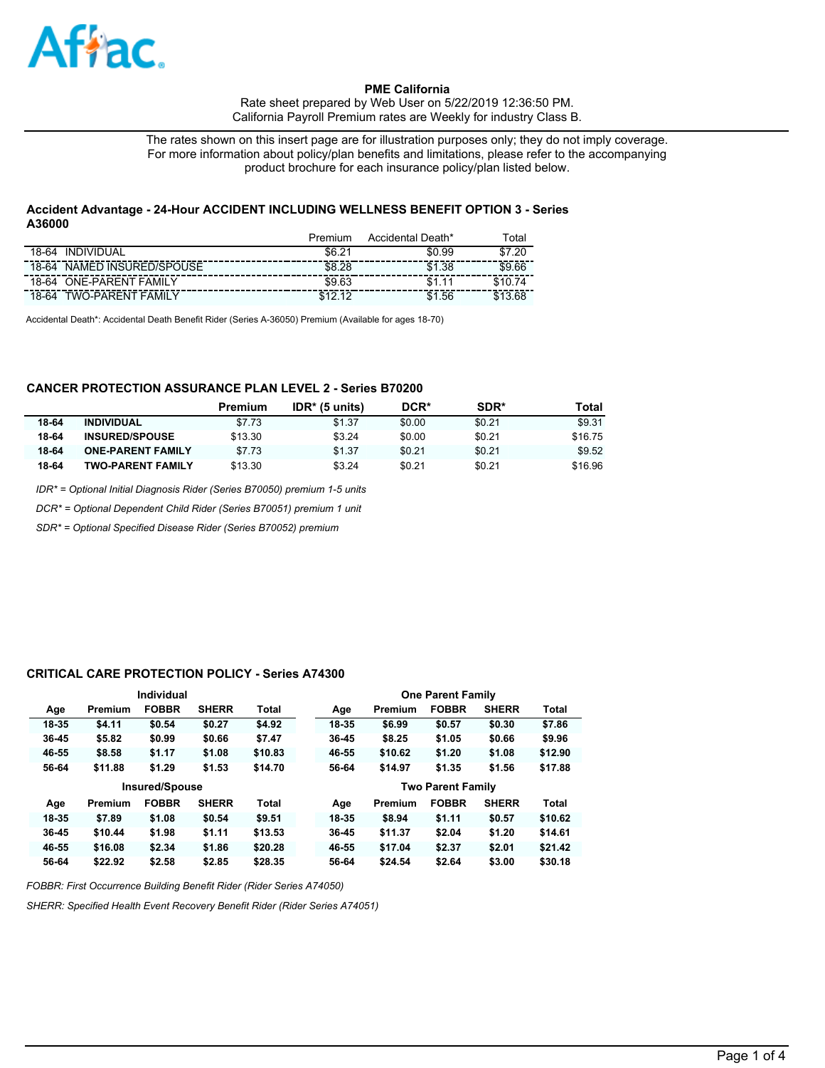**PME California**
Rate sheet prepared by Web User on 5/22/2019 12:36:50 PM.
California Payroll Premium rates are Weekly for industry Class B.

The rates shown on this insert page are for illustration purposes only; they do not imply coverage. For more information about policy/plan benefits and limitations, please refer to the accompanying product brochure for each insurance policy/plan listed below.

### Accident Advantage - 24-Hour ACCIDENT INCLUDING WELLNESS BENEFIT OPTION 3 - Series A36000

| | Premium | Accidental Death* | Total |
|---|---|---|---|
| 18-64 INDIVIDUAL | $6.21 | $0.99 | $7.20 |
| 18-64 NAMED INSURED/SPOUSE | $8.28 | $1.38 | $9.66 |
| 18-64 ONE-PARENT FAMILY | $9.63 | $1.11 | $10.74 |
| 18-64 TWO-PARENT FAMILY | $12.12 | $1.56 | $13.68 |

Accidental Death*: Accidental Death Benefit Rider (Series A-36050) Premium (Available for ages 18-70)

### CANCER PROTECTION ASSURANCE PLAN LEVEL 2 - Series B70200

| | | Premium | IDR* (5 units) | DCR* | SDR* | Total |
|---|---|---|---|---|---|---|
| **18-64** | **INDIVIDUAL** | $7.73 | $1.37 | $0.00 | $0.21 | $9.31 |
| **18-64** | **INSURED/SPOUSE** | $13.30 | $3.24 | $0.00 | $0.21 | $16.75 |
| **18-64** | **ONE-PARENT FAMILY** | $7.73 | $1.37 | $0.21 | $0.21 | $9.52 |
| **18-64** | **TWO-PARENT FAMILY** | $13.30 | $3.24 | $0.21 | $0.21 | $16.96 |

*IDR* = Optional Initial Diagnosis Rider (Series B70050) premium 1-5 units*

*DCR* = Optional Dependent Child Rider (Series B70051) premium 1 unit*

*SDR* = Optional Specified Disease Rider (Series B70052) premium*

### CRITICAL CARE PROTECTION POLICY - Series A74300

**Individual**

| Age | Premium | FOBBR | SHERR | Total |
|---|---|---|---|---|
| 18-35 | $4.11 | $0.54 | $0.27 | $4.92 |
| 36-45 | $5.82 | $0.99 | $0.66 | $7.47 |
| 46-55 | $8.58 | $1.17 | $1.08 | $10.83 |
| 56-64 | $11.88 | $1.29 | $1.53 | $14.70 |

**One Parent Family**

| Age | Premium | FOBBR | SHERR | Total |
|---|---|---|---|---|
| 18-35 | $6.99 | $0.57 | $0.30 | $7.86 |
| 36-45 | $8.25 | $1.05 | $0.66 | $9.96 |
| 46-55 | $10.62 | $1.20 | $1.08 | $12.90 |
| 56-64 | $14.97 | $1.35 | $1.56 | $17.88 |

**Insured/Spouse**

| Age | Premium | FOBBR | SHERR | Total |
|---|---|---|---|---|
| 18-35 | $7.89 | $1.08 | $0.54 | $9.51 |
| 36-45 | $10.44 | $1.98 | $1.11 | $13.53 |
| 46-55 | $16.08 | $2.34 | $1.86 | $20.28 |
| 56-64 | $22.92 | $2.58 | $2.85 | $28.35 |

**Two Parent Family**

| Age | Premium | FOBBR | SHERR | Total |
|---|---|---|---|---|
| 18-35 | $8.94 | $1.11 | $0.57 | $10.62 |
| 36-45 | $11.37 | $2.04 | $1.20 | $14.61 |
| 46-55 | $17.04 | $2.37 | $2.01 | $21.42 |
| 56-64 | $24.54 | $2.64 | $3.00 | $30.18 |

*FOBBR: First Occurrence Building Benefit Rider (Rider Series A74050)*

*SHERR: Specified Health Event Recovery Benefit Rider (Rider Series A74051)*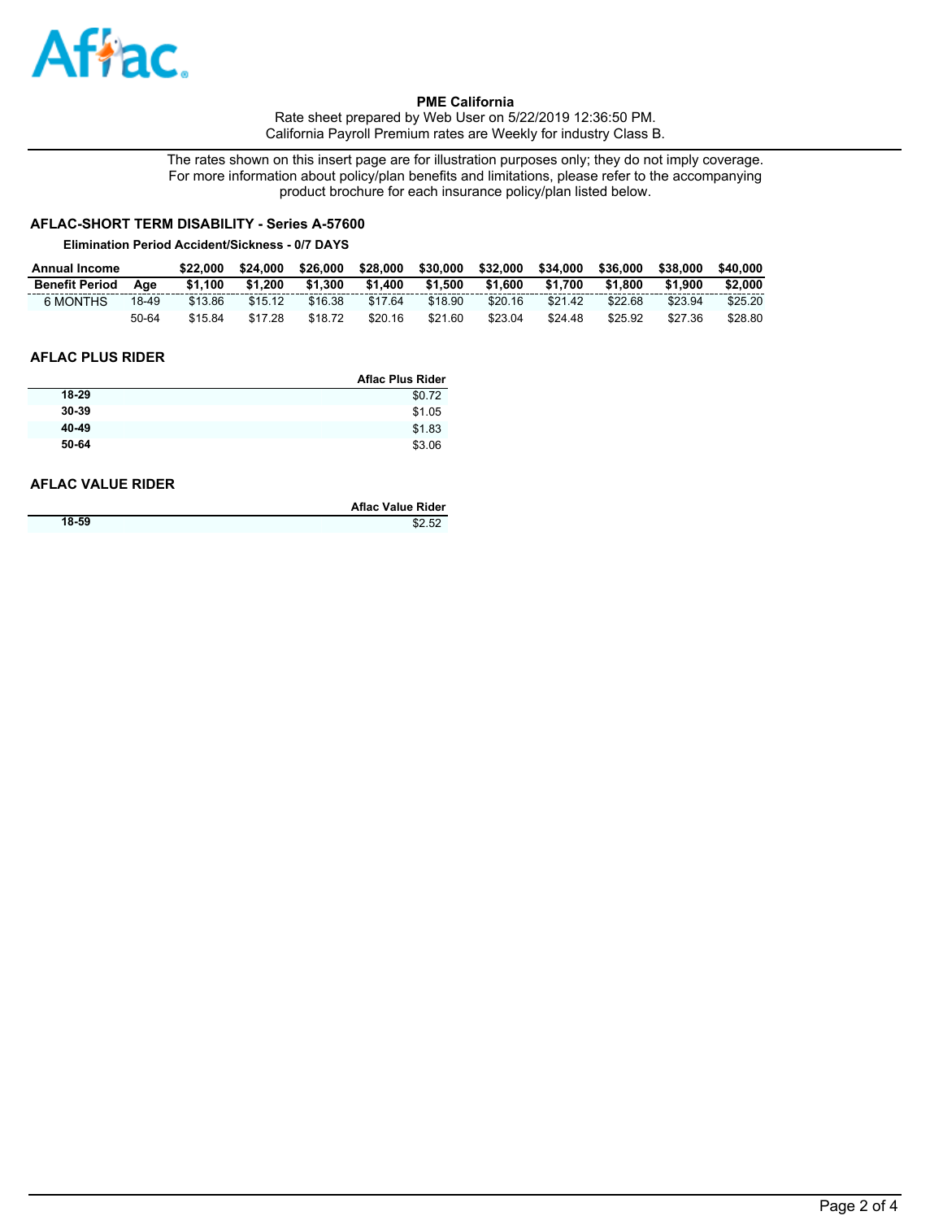Aflac

**PME California**
Rate sheet prepared by Web User on 5/22/2019 12:36:50 PM.
California Payroll Premium rates are Weekly for industry Class B.

The rates shown on this insert page are for illustration purposes only; they do not imply coverage. For more information about policy/plan benefits and limitations, please refer to the accompanying product brochure for each insurance policy/plan listed below.

## AFLAC-SHORT TERM DISABILITY - Series A-57600

**Elimination Period Accident/Sickness - 0/7 DAYS**

| Annual Income | | $22,000 | $24,000 | $26,000 | $28,000 | $30,000 | $32,000 | $34,000 | $36,000 | $38,000 | $40,000 |
|---|---|---|---|---|---|---|---|---|---|---|---|
| **Benefit Period** | **Age** | **$1,100** | **$1,200** | **$1,300** | **$1,400** | **$1,500** | **$1,600** | **$1,700** | **$1,800** | **$1,900** | **$2,000** |
| 6 MONTHS | 18-49 | $13.86 | $15.12 | $16.38 | $17.64 | $18.90 | $20.16 | $21.42 | $22.68 | $23.94 | $25.20 |
| | 50-64 | $15.84 | $17.28 | $18.72 | $20.16 | $21.60 | $23.04 | $24.48 | $25.92 | $27.36 | $28.80 |

## AFLAC PLUS RIDER

| | Aflac Plus Rider |
|---|---|
| **18-29** | $0.72 |
| **30-39** | $1.05 |
| **40-49** | $1.83 |
| **50-64** | $3.06 |

## AFLAC VALUE RIDER

| | Aflac Value Rider |
|---|---|
| **18-59** | $2.52 |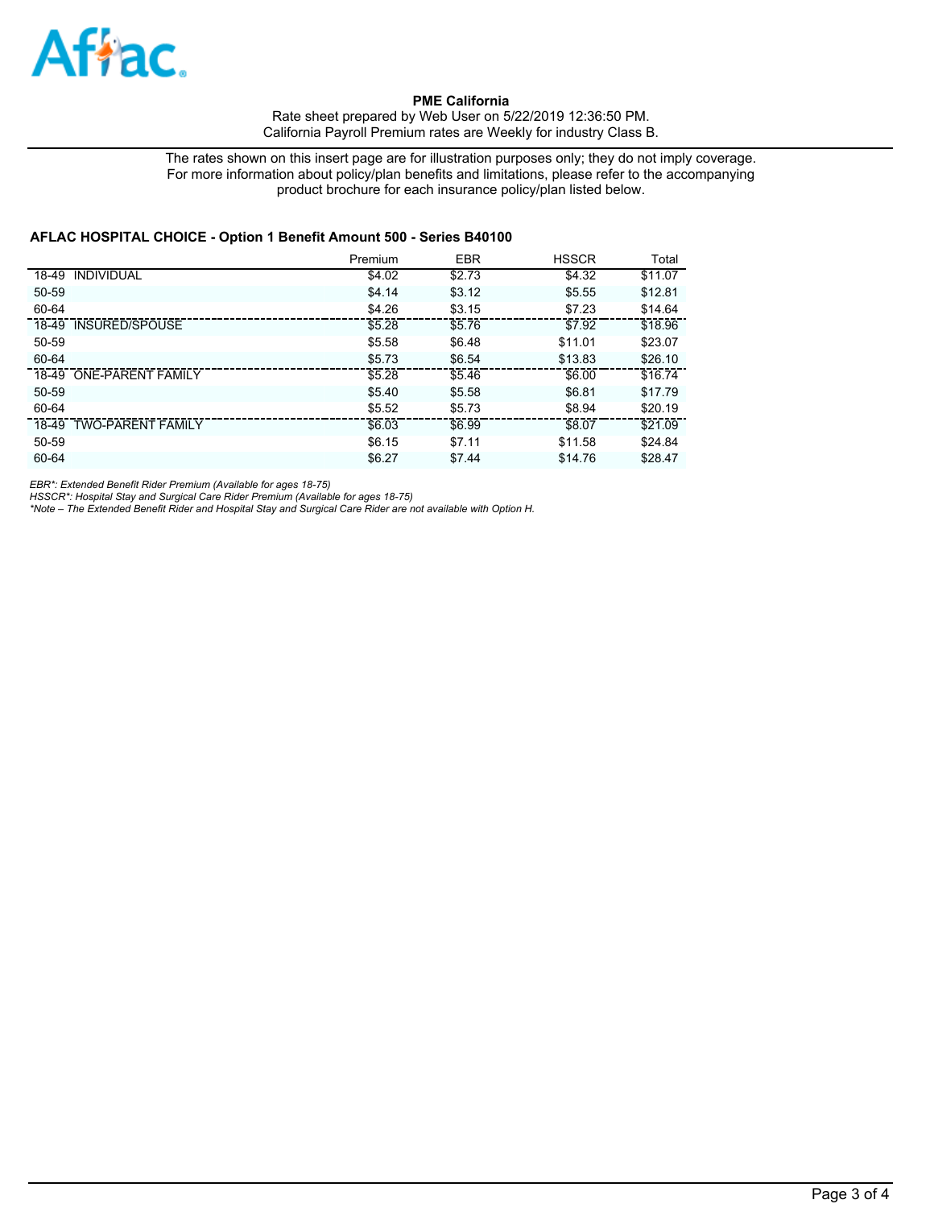**PME California**

Rate sheet prepared by Web User on 5/22/2019 12:36:50 PM.
California Payroll Premium rates are Weekly for industry Class B.

The rates shown on this insert page are for illustration purposes only; they do not imply coverage.
For more information about policy/plan benefits and limitations, please refer to the accompanying product brochure for each insurance policy/plan listed below.

### AFLAC HOSPITAL CHOICE - Option 1 Benefit Amount 500 - Series B40100

| | Premium | EBR | HSSCR | Total |
|---|---|---|---|---|
| 18-49 INDIVIDUAL | $4.02 | $2.73 | $4.32 | $11.07 |
| 50-59 | $4.14 | $3.12 | $5.55 | $12.81 |
| 60-64 | $4.26 | $3.15 | $7.23 | $14.64 |
| 18-49 INSURED/SPOUSE | $5.28 | $5.76 | $7.92 | $18.96 |
| 50-59 | $5.58 | $6.48 | $11.01 | $23.07 |
| 60-64 | $5.73 | $6.54 | $13.83 | $26.10 |
| 18-49 ONE-PARENT FAMILY | $5.28 | $5.46 | $6.00 | $16.74 |
| 50-59 | $5.40 | $5.58 | $6.81 | $17.79 |
| 60-64 | $5.52 | $5.73 | $8.94 | $20.19 |
| 18-49 TWO-PARENT FAMILY | $6.03 | $6.99 | $8.07 | $21.09 |
| 50-59 | $6.15 | $7.11 | $11.58 | $24.84 |
| 60-64 | $6.27 | $7.44 | $14.76 | $28.47 |

*EBR*: Extended Benefit Rider Premium (Available for ages 18-75)*
*HSSCR*: Hospital Stay and Surgical Care Rider Premium (Available for ages 18-75)*
**Note – The Extended Benefit Rider and Hospital Stay and Surgical Care Rider are not available with Option H.*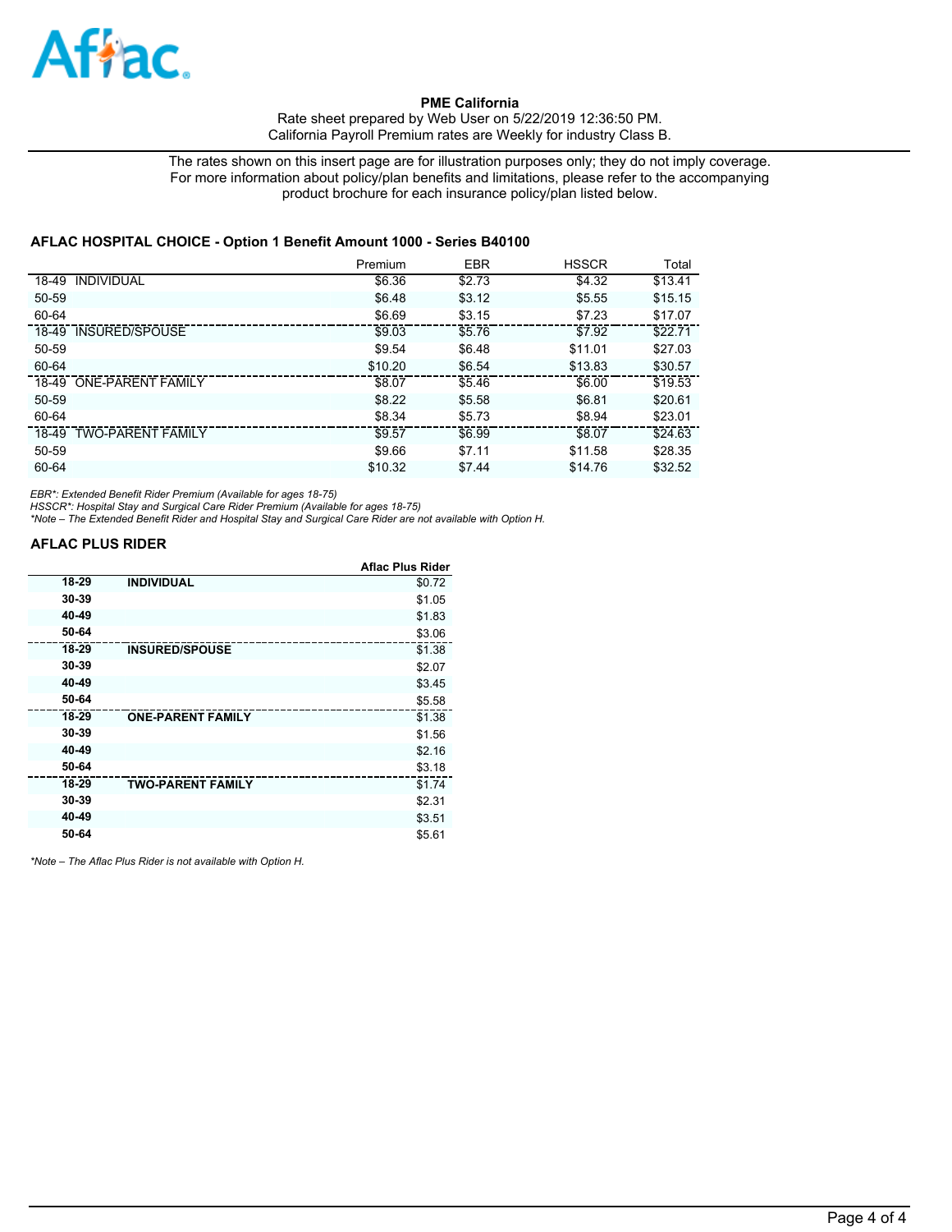**PME California**
Rate sheet prepared by Web User on 5/22/2019 12:36:50 PM.
California Payroll Premium rates are Weekly for industry Class B.

The rates shown on this insert page are for illustration purposes only; they do not imply coverage. For more information about policy/plan benefits and limitations, please refer to the accompanying product brochure for each insurance policy/plan listed below.

## AFLAC HOSPITAL CHOICE - Option 1 Benefit Amount 1000 - Series B40100

| | Premium | EBR | HSSCR | Total |
|---|---|---|---|---|
| 18-49 INDIVIDUAL | $6.36 | $2.73 | $4.32 | $13.41 |
| 50-59 | $6.48 | $3.12 | $5.55 | $15.15 |
| 60-64 | $6.69 | $3.15 | $7.23 | $17.07 |
| 18-49 INSURED/SPOUSE | $9.03 | $5.76 | $7.92 | $22.71 |
| 50-59 | $9.54 | $6.48 | $11.01 | $27.03 |
| 60-64 | $10.20 | $6.54 | $13.83 | $30.57 |
| 18-49 ONE-PARENT FAMILY | $8.07 | $5.46 | $6.00 | $19.53 |
| 50-59 | $8.22 | $5.58 | $6.81 | $20.61 |
| 60-64 | $8.34 | $5.73 | $8.94 | $23.01 |
| 18-49 TWO-PARENT FAMILY | $9.57 | $6.99 | $8.07 | $24.63 |
| 50-59 | $9.66 | $7.11 | $11.58 | $28.35 |
| 60-64 | $10.32 | $7.44 | $14.76 | $32.52 |

*EBR*: Extended Benefit Rider Premium (Available for ages 18-75)*
*HSSCR*: Hospital Stay and Surgical Care Rider Premium (Available for ages 18-75)*
**Note – The Extended Benefit Rider and Hospital Stay and Surgical Care Rider are not available with Option H.*

## AFLAC PLUS RIDER

| | | Aflac Plus Rider |
|---|---|---|
| **18-29** | **INDIVIDUAL** | $0.72 |
| **30-39** | | $1.05 |
| **40-49** | | $1.83 |
| **50-64** | | $3.06 |
| **18-29** | **INSURED/SPOUSE** | $1.38 |
| **30-39** | | $2.07 |
| **40-49** | | $3.45 |
| **50-64** | | $5.58 |
| **18-29** | **ONE-PARENT FAMILY** | $1.38 |
| **30-39** | | $1.56 |
| **40-49** | | $2.16 |
| **50-64** | | $3.18 |
| **18-29** | **TWO-PARENT FAMILY** | $1.74 |
| **30-39** | | $2.31 |
| **40-49** | | $3.51 |
| **50-64** | | $5.61 |

**Note – The Aflac Plus Rider is not available with Option H.*